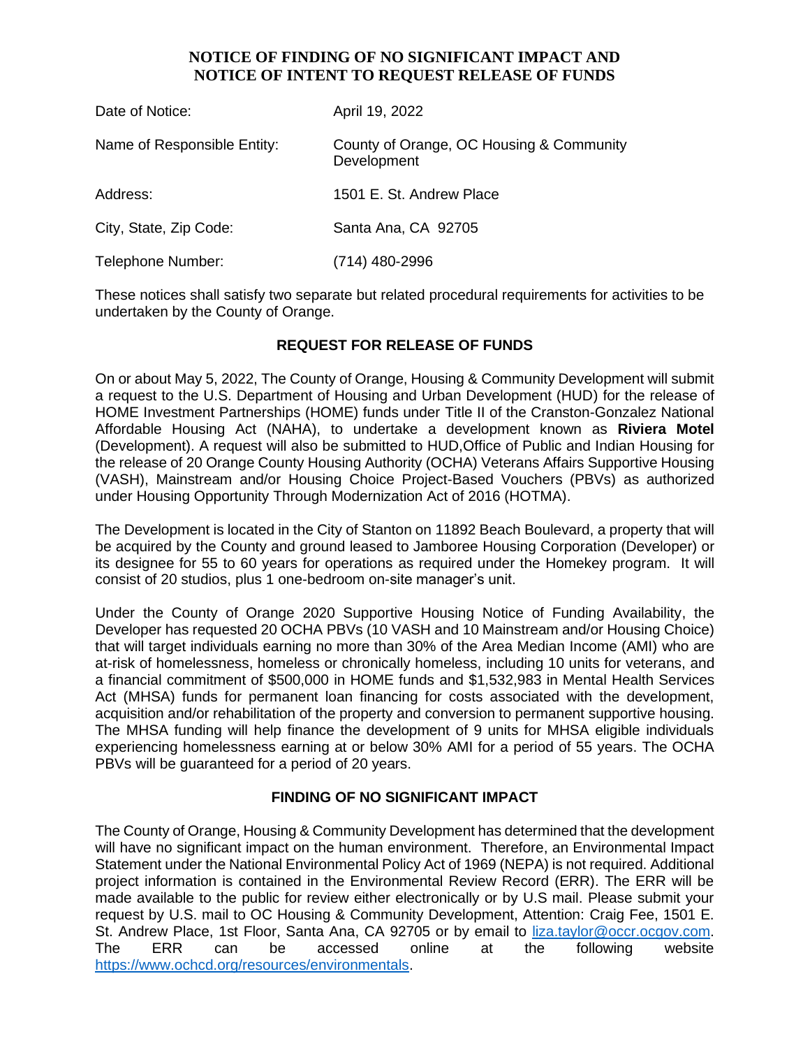# NOTICE OF FINDING OF NO SIGNIFICANT IMPACT AND NOTICE OF INTENT TO REQUEST RELEASE OF FUNDS

| | |
|---|---|
| Date of Notice: | April 19, 2022 |
| Name of Responsible Entity: | County of Orange, OC Housing & Community Development |
| Address: | 1501 E. St. Andrew Place |
| City, State, Zip Code: | Santa Ana, CA 92705 |
| Telephone Number: | (714) 480-2996 |

These notices shall satisfy two separate but related procedural requirements for activities to be undertaken by the County of Orange.

## REQUEST FOR RELEASE OF FUNDS

On or about May 5, 2022, The County of Orange, Housing & Community Development will submit a request to the U.S. Department of Housing and Urban Development (HUD) for the release of HOME Investment Partnerships (HOME) funds under Title II of the Cranston-Gonzalez National Affordable Housing Act (NAHA), to undertake a development known as **Riviera Motel** (Development). A request will also be submitted to HUD,Office of Public and Indian Housing for the release of 20 Orange County Housing Authority (OCHA) Veterans Affairs Supportive Housing (VASH), Mainstream and/or Housing Choice Project-Based Vouchers (PBVs) as authorized under Housing Opportunity Through Modernization Act of 2016 (HOTMA).

The Development is located in the City of Stanton on 11892 Beach Boulevard, a property that will be acquired by the County and ground leased to Jamboree Housing Corporation (Developer) or its designee for 55 to 60 years for operations as required under the Homekey program. It will consist of 20 studios, plus 1 one-bedroom on-site manager's unit.

Under the County of Orange 2020 Supportive Housing Notice of Funding Availability, the Developer has requested 20 OCHA PBVs (10 VASH and 10 Mainstream and/or Housing Choice) that will target individuals earning no more than 30% of the Area Median Income (AMI) who are at-risk of homelessness, homeless or chronically homeless, including 10 units for veterans, and a financial commitment of $500,000 in HOME funds and $1,532,983 in Mental Health Services Act (MHSA) funds for permanent loan financing for costs associated with the development, acquisition and/or rehabilitation of the property and conversion to permanent supportive housing. The MHSA funding will help finance the development of 9 units for MHSA eligible individuals experiencing homelessness earning at or below 30% AMI for a period of 55 years. The OCHA PBVs will be guaranteed for a period of 20 years.

## FINDING OF NO SIGNIFICANT IMPACT

The County of Orange, Housing & Community Development has determined that the development will have no significant impact on the human environment. Therefore, an Environmental Impact Statement under the National Environmental Policy Act of 1969 (NEPA) is not required. Additional project information is contained in the Environmental Review Record (ERR). The ERR will be made available to the public for review either electronically or by U.S mail. Please submit your request by U.S. mail to OC Housing & Community Development, Attention: Craig Fee, 1501 E. St. Andrew Place, 1st Floor, Santa Ana, CA 92705 or by email to liza.taylor@occr.ocgov.com. The ERR can be accessed online at the following website https://www.ochcd.org/resources/environmentals.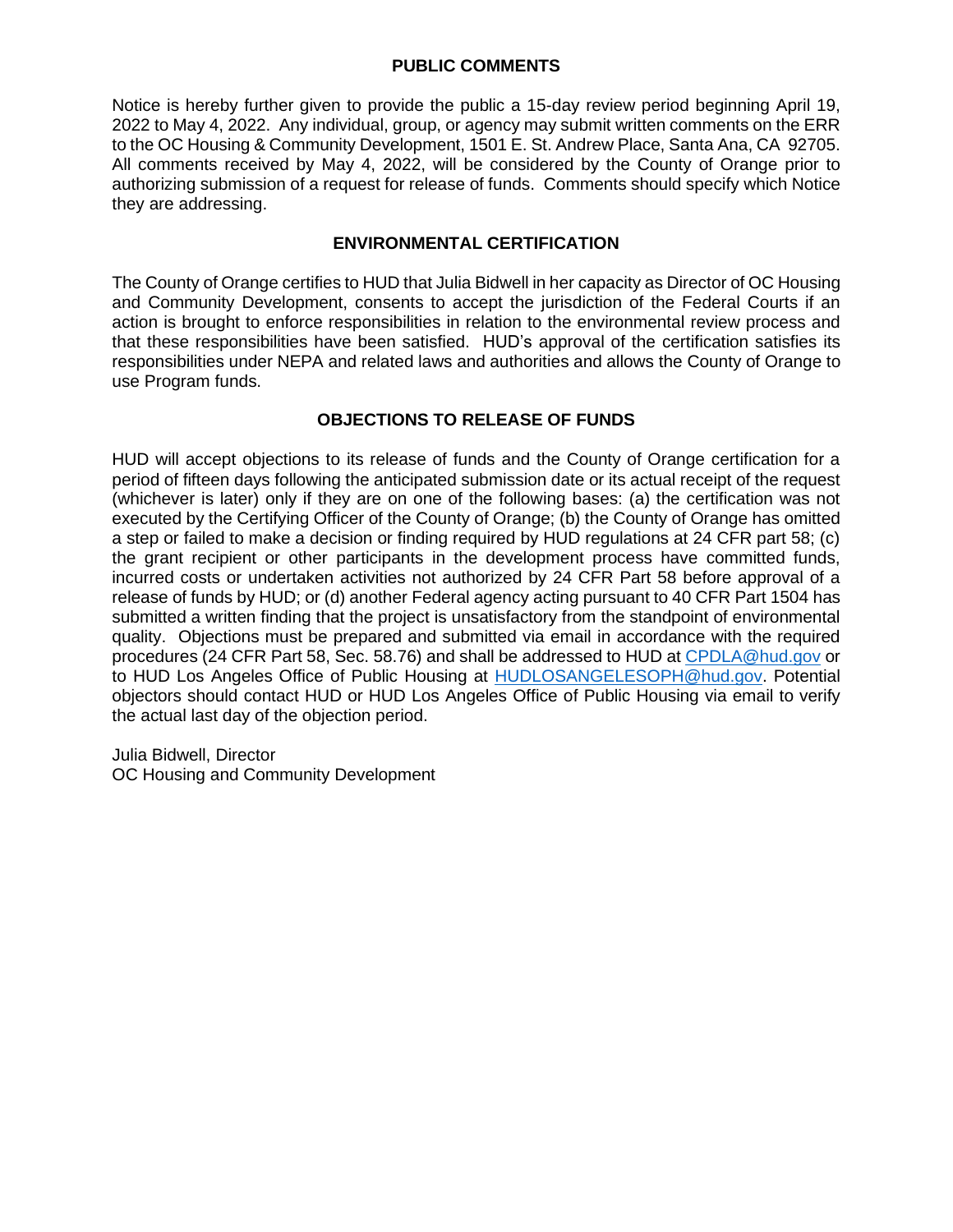## PUBLIC COMMENTS

Notice is hereby further given to provide the public a 15-day review period beginning April 19, 2022 to May 4, 2022. Any individual, group, or agency may submit written comments on the ERR to the OC Housing & Community Development, 1501 E. St. Andrew Place, Santa Ana, CA 92705. All comments received by May 4, 2022, will be considered by the County of Orange prior to authorizing submission of a request for release of funds. Comments should specify which Notice they are addressing.

## ENVIRONMENTAL CERTIFICATION

The County of Orange certifies to HUD that Julia Bidwell in her capacity as Director of OC Housing and Community Development, consents to accept the jurisdiction of the Federal Courts if an action is brought to enforce responsibilities in relation to the environmental review process and that these responsibilities have been satisfied. HUD's approval of the certification satisfies its responsibilities under NEPA and related laws and authorities and allows the County of Orange to use Program funds.

## OBJECTIONS TO RELEASE OF FUNDS

HUD will accept objections to its release of funds and the County of Orange certification for a period of fifteen days following the anticipated submission date or its actual receipt of the request (whichever is later) only if they are on one of the following bases: (a) the certification was not executed by the Certifying Officer of the County of Orange; (b) the County of Orange has omitted a step or failed to make a decision or finding required by HUD regulations at 24 CFR part 58; (c) the grant recipient or other participants in the development process have committed funds, incurred costs or undertaken activities not authorized by 24 CFR Part 58 before approval of a release of funds by HUD; or (d) another Federal agency acting pursuant to 40 CFR Part 1504 has submitted a written finding that the project is unsatisfactory from the standpoint of environmental quality. Objections must be prepared and submitted via email in accordance with the required procedures (24 CFR Part 58, Sec. 58.76) and shall be addressed to HUD at CPDLA@hud.gov or to HUD Los Angeles Office of Public Housing at HUDLOSANGELESOPH@hud.gov. Potential objectors should contact HUD or HUD Los Angeles Office of Public Housing via email to verify the actual last day of the objection period.

Julia Bidwell, Director
OC Housing and Community Development